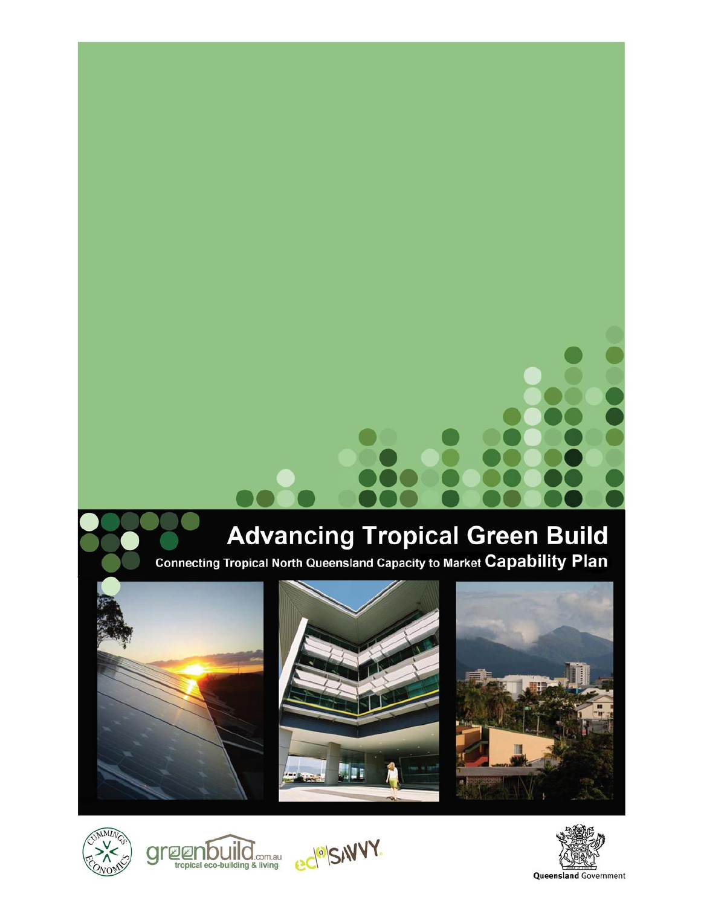# Advancing Tropical Green Build

## Connecting Tropical North Queensland Capacity to Market **Capability Plan**

greenbuild.com.au tropical eco-building & living

Queensland Government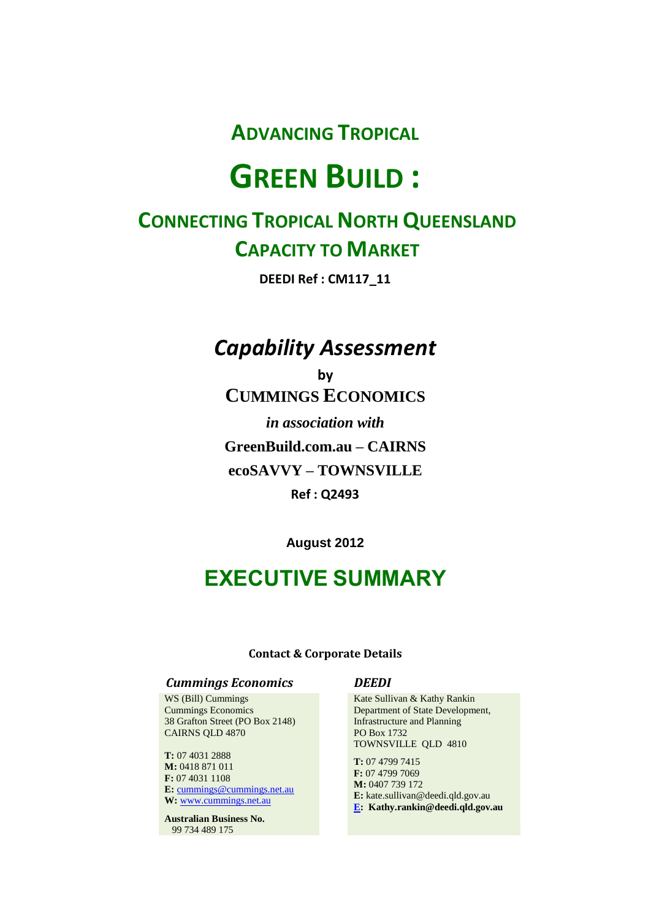# ADVANCING TROPICAL

# GREEN BUILD :

## CONNECTING TROPICAL NORTH QUEENSLAND CAPACITY TO MARKET

**DEEDI Ref : CM117_11**

## *Capability Assessment*

**by**

**CUMMINGS ECONOMICS**

***in association with***

**GreenBuild.com.au – CAIRNS**

**ecoSAVVY – TOWNSVILLE**

**Ref : Q2493**

**August 2012**

# EXECUTIVE SUMMARY

**Contact & Corporate Details**

***Cummings Economics***

WS (Bill) Cummings
Cummings Economics
38 Grafton Street (PO Box 2148)
CAIRNS QLD 4870

**T:** 07 4031 2888
**M:** 0418 871 011
**F:** 07 4031 1108
**E:** cummings@cummings.net.au
**W:** www.cummings.net.au

**Australian Business No.**
99 734 489 175

***DEEDI***

Kate Sullivan & Kathy Rankin
Department of State Development, Infrastructure and Planning
PO Box 1732
TOWNSVILLE QLD 4810

**T:** 07 4799 7415
**F:** 07 4799 7069
**M:** 0407 739 172
**E:** kate.sullivan@deedi.qld.gov.au
**E: Kathy.rankin@deedi.qld.gov.au**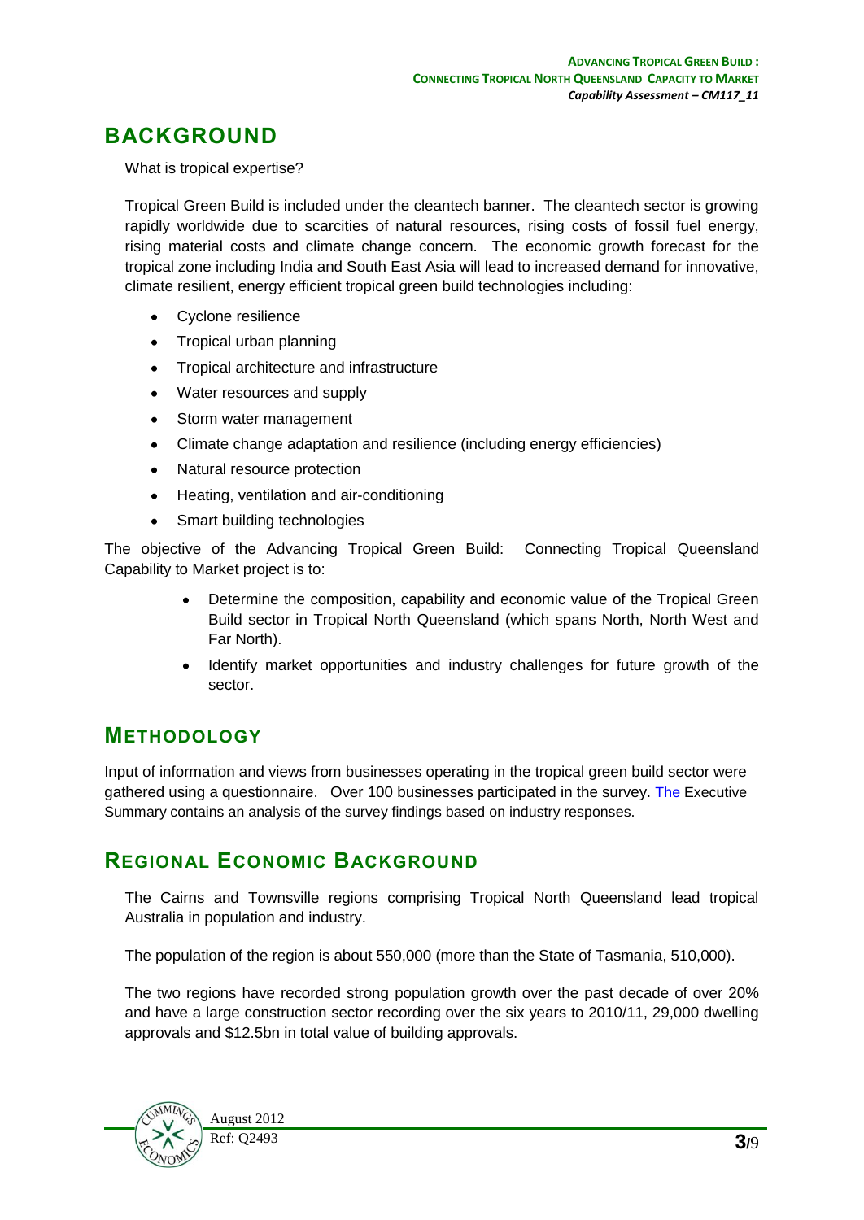# BACKGROUND

What is tropical expertise?

Tropical Green Build is included under the cleantech banner. The cleantech sector is growing rapidly worldwide due to scarcities of natural resources, rising costs of fossil fuel energy, rising material costs and climate change concern. The economic growth forecast for the tropical zone including India and South East Asia will lead to increased demand for innovative, climate resilient, energy efficient tropical green build technologies including:

- Cyclone resilience
- Tropical urban planning
- Tropical architecture and infrastructure
- Water resources and supply
- Storm water management
- Climate change adaptation and resilience (including energy efficiencies)
- Natural resource protection
- Heating, ventilation and air-conditioning
- Smart building technologies

The objective of the Advancing Tropical Green Build: Connecting Tropical Queensland Capability to Market project is to:

- Determine the composition, capability and economic value of the Tropical Green Build sector in Tropical North Queensland (which spans North, North West and Far North).
- Identify market opportunities and industry challenges for future growth of the sector.

## METHODOLOGY

Input of information and views from businesses operating in the tropical green build sector were gathered using a questionnaire. Over 100 businesses participated in the survey. The Executive Summary contains an analysis of the survey findings based on industry responses.

## REGIONAL ECONOMIC BACKGROUND

The Cairns and Townsville regions comprising Tropical North Queensland lead tropical Australia in population and industry.

The population of the region is about 550,000 (more than the State of Tasmania, 510,000).

The two regions have recorded strong population growth over the past decade of over 20% and have a large construction sector recording over the six years to 2010/11, 29,000 dwelling approvals and $12.5bn in total value of building approvals.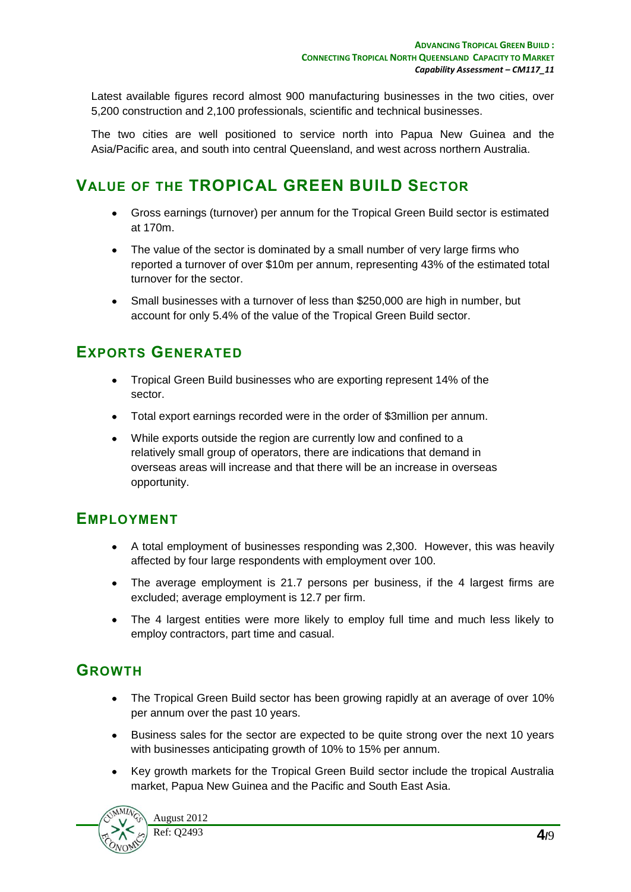Latest available figures record almost 900 manufacturing businesses in the two cities, over 5,200 construction and 2,100 professionals, scientific and technical businesses.

The two cities are well positioned to service north into Papua New Guinea and the Asia/Pacific area, and south into central Queensland, and west across northern Australia.

## VALUE OF THE TROPICAL GREEN BUILD SECTOR

- Gross earnings (turnover) per annum for the Tropical Green Build sector is estimated at 170m.
- The value of the sector is dominated by a small number of very large firms who reported a turnover of over $10m per annum, representing 43% of the estimated total turnover for the sector.
- Small businesses with a turnover of less than $250,000 are high in number, but account for only 5.4% of the value of the Tropical Green Build sector.

## EXPORTS GENERATED

- Tropical Green Build businesses who are exporting represent 14% of the sector.
- Total export earnings recorded were in the order of $3million per annum.
- While exports outside the region are currently low and confined to a relatively small group of operators, there are indications that demand in overseas areas will increase and that there will be an increase in overseas opportunity.

## EMPLOYMENT

- A total employment of businesses responding was 2,300. However, this was heavily affected by four large respondents with employment over 100.
- The average employment is 21.7 persons per business, if the 4 largest firms are excluded; average employment is 12.7 per firm.
- The 4 largest entities were more likely to employ full time and much less likely to employ contractors, part time and casual.

## GROWTH

- The Tropical Green Build sector has been growing rapidly at an average of over 10% per annum over the past 10 years.
- Business sales for the sector are expected to be quite strong over the next 10 years with businesses anticipating growth of 10% to 15% per annum.
- Key growth markets for the Tropical Green Build sector include the tropical Australia market, Papua New Guinea and the Pacific and South East Asia.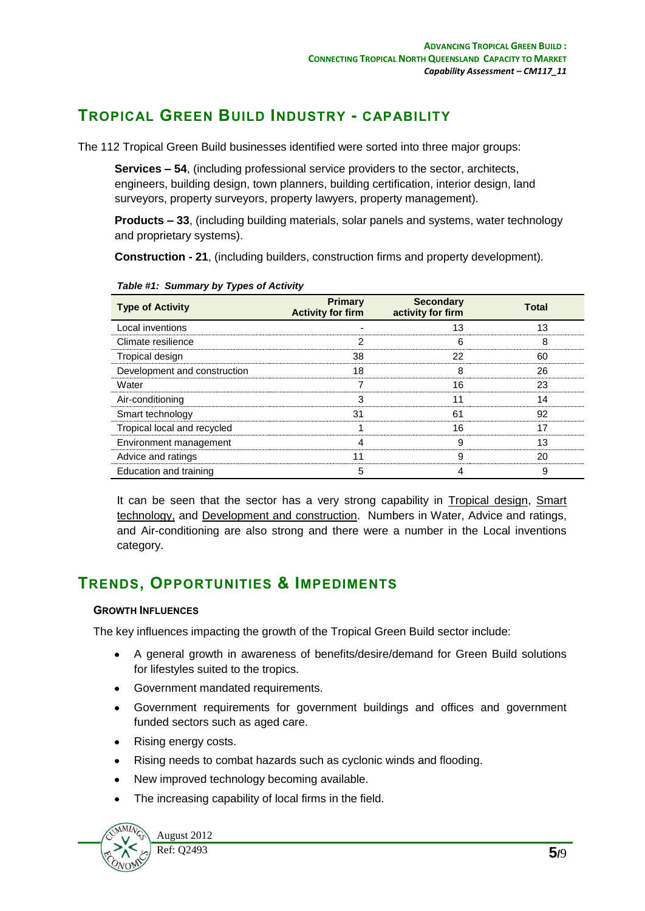## TROPICAL GREEN BUILD INDUSTRY - CAPABILITY

The 112 Tropical Green Build businesses identified were sorted into three major groups:

**Services – 54**, (including professional service providers to the sector, architects, engineers, building design, town planners, building certification, interior design, land surveyors, property surveyors, property lawyers, property management).

**Products – 33**, (including building materials, solar panels and systems, water technology and proprietary systems).

**Construction - 21**, (including builders, construction firms and property development).

***Table #1: Summary by Types of Activity***

| Type of Activity | Primary Activity for firm | Secondary activity for firm | Total |
|---|---|---|---|
| Local inventions | - | 13 | 13 |
| Climate resilience | 2 | 6 | 8 |
| Tropical design | 38 | 22 | 60 |
| Development and construction | 18 | 8 | 26 |
| Water | 7 | 16 | 23 |
| Air-conditioning | 3 | 11 | 14 |
| Smart technology | 31 | 61 | 92 |
| Tropical local and recycled | 1 | 16 | 17 |
| Environment management | 4 | 9 | 13 |
| Advice and ratings | 11 | 9 | 20 |
| Education and training | 5 | 4 | 9 |

It can be seen that the sector has a very strong capability in Tropical design, Smart technology, and Development and construction. Numbers in Water, Advice and ratings, and Air-conditioning are also strong and there were a number in the Local inventions category.

## TRENDS, OPPORTUNITIES & IMPEDIMENTS

### GROWTH INFLUENCES

The key influences impacting the growth of the Tropical Green Build sector include:

- A general growth in awareness of benefits/desire/demand for Green Build solutions for lifestyles suited to the tropics.
- Government mandated requirements.
- Government requirements for government buildings and offices and government funded sectors such as aged care.
- Rising energy costs.
- Rising needs to combat hazards such as cyclonic winds and flooding.
- New improved technology becoming available.
- The increasing capability of local firms in the field.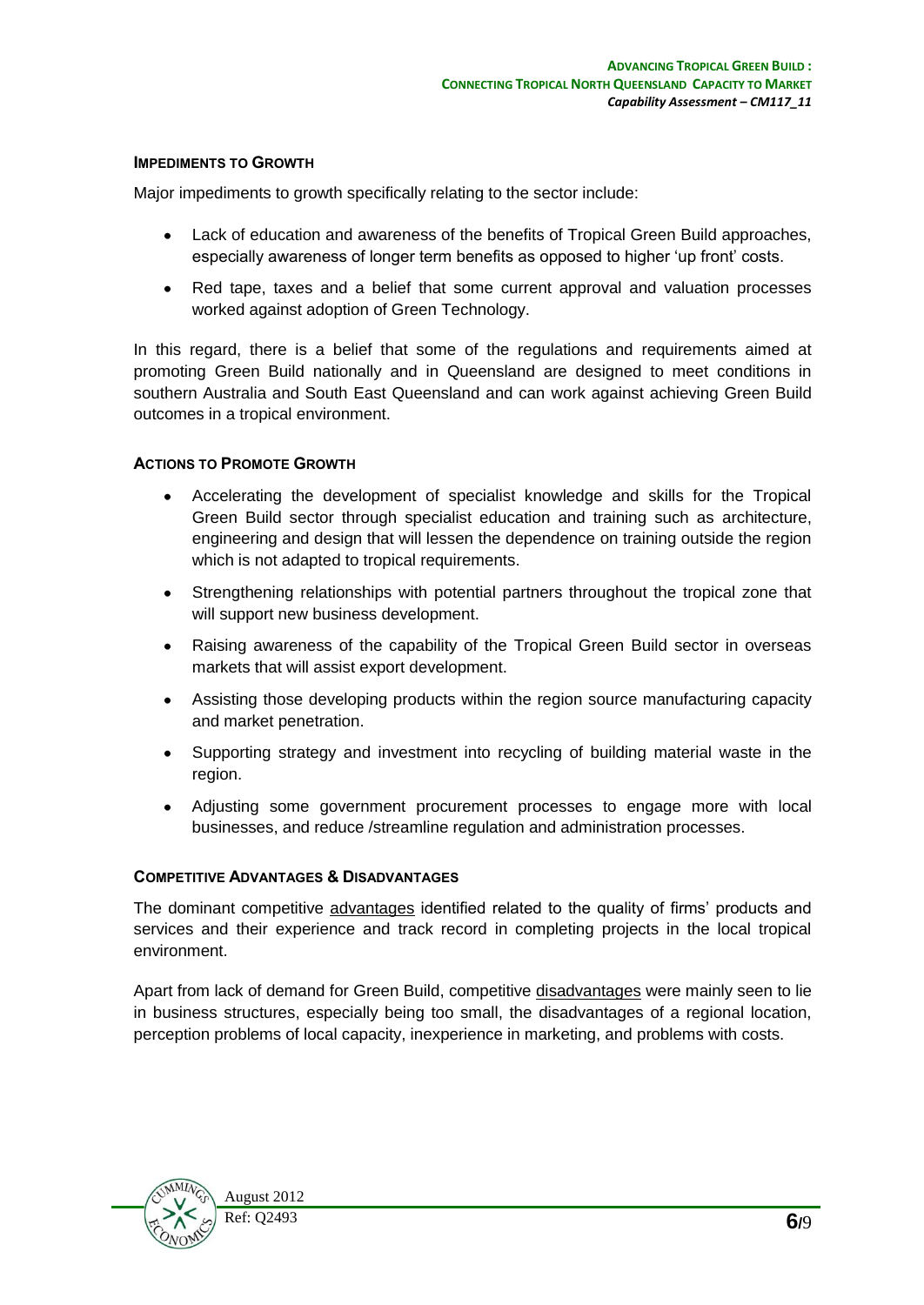#### Impediments to Growth

Major impediments to growth specifically relating to the sector include:

- Lack of education and awareness of the benefits of Tropical Green Build approaches, especially awareness of longer term benefits as opposed to higher 'up front' costs.
- Red tape, taxes and a belief that some current approval and valuation processes worked against adoption of Green Technology.

In this regard, there is a belief that some of the regulations and requirements aimed at promoting Green Build nationally and in Queensland are designed to meet conditions in southern Australia and South East Queensland and can work against achieving Green Build outcomes in a tropical environment.

#### Actions to Promote Growth

- Accelerating the development of specialist knowledge and skills for the Tropical Green Build sector through specialist education and training such as architecture, engineering and design that will lessen the dependence on training outside the region which is not adapted to tropical requirements.
- Strengthening relationships with potential partners throughout the tropical zone that will support new business development.
- Raising awareness of the capability of the Tropical Green Build sector in overseas markets that will assist export development.
- Assisting those developing products within the region source manufacturing capacity and market penetration.
- Supporting strategy and investment into recycling of building material waste in the region.
- Adjusting some government procurement processes to engage more with local businesses, and reduce /streamline regulation and administration processes.

#### Competitive Advantages & Disadvantages

The dominant competitive advantages identified related to the quality of firms' products and services and their experience and track record in completing projects in the local tropical environment.

Apart from lack of demand for Green Build, competitive disadvantages were mainly seen to lie in business structures, especially being too small, the disadvantages of a regional location, perception problems of local capacity, inexperience in marketing, and problems with costs.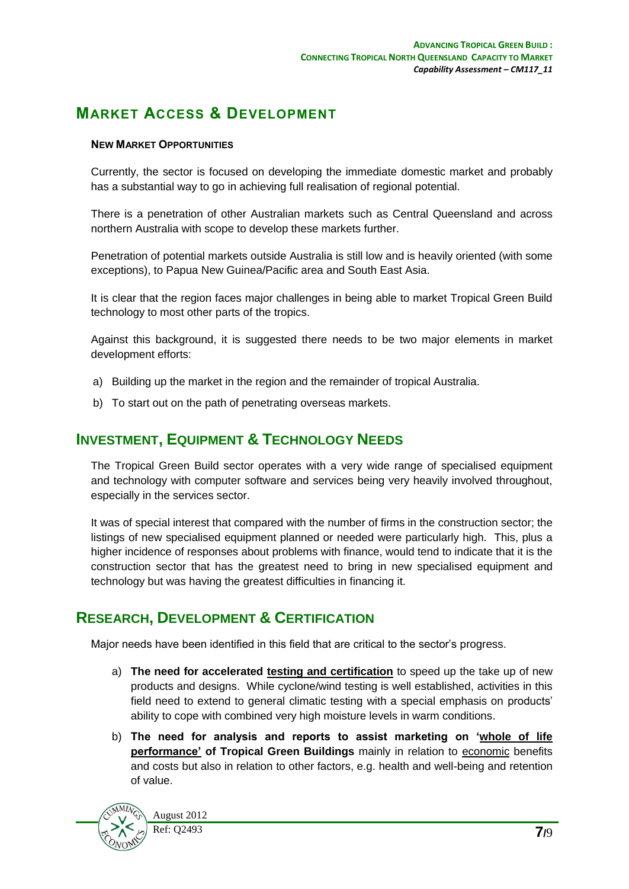## Market Access & Development

### New Market Opportunities

Currently, the sector is focused on developing the immediate domestic market and probably has a substantial way to go in achieving full realisation of regional potential.

There is a penetration of other Australian markets such as Central Queensland and across northern Australia with scope to develop these markets further.

Penetration of potential markets outside Australia is still low and is heavily oriented (with some exceptions), to Papua New Guinea/Pacific area and South East Asia.

It is clear that the region faces major challenges in being able to market Tropical Green Build technology to most other parts of the tropics.

Against this background, it is suggested there needs to be two major elements in market development efforts:

a) Building up the market in the region and the remainder of tropical Australia.

b) To start out on the path of penetrating overseas markets.

## Investment, Equipment & Technology Needs

The Tropical Green Build sector operates with a very wide range of specialised equipment and technology with computer software and services being very heavily involved throughout, especially in the services sector.

It was of special interest that compared with the number of firms in the construction sector; the listings of new specialised equipment planned or needed were particularly high. This, plus a higher incidence of responses about problems with finance, would tend to indicate that it is the construction sector that has the greatest need to bring in new specialised equipment and technology but was having the greatest difficulties in financing it.

## Research, Development & Certification

Major needs have been identified in this field that are critical to the sector's progress.

a) **The need for accelerated <u>testing and certification</u>** to speed up the take up of new products and designs. While cyclone/wind testing is well established, activities in this field need to extend to general climatic testing with a special emphasis on products' ability to cope with combined very high moisture levels in warm conditions.

b) **The need for analysis and reports to assist marketing on '<u>whole of life performance'</u> of Tropical Green Buildings** mainly in relation to <u>economic</u> benefits and costs but also in relation to other factors, e.g. health and well-being and retention of value.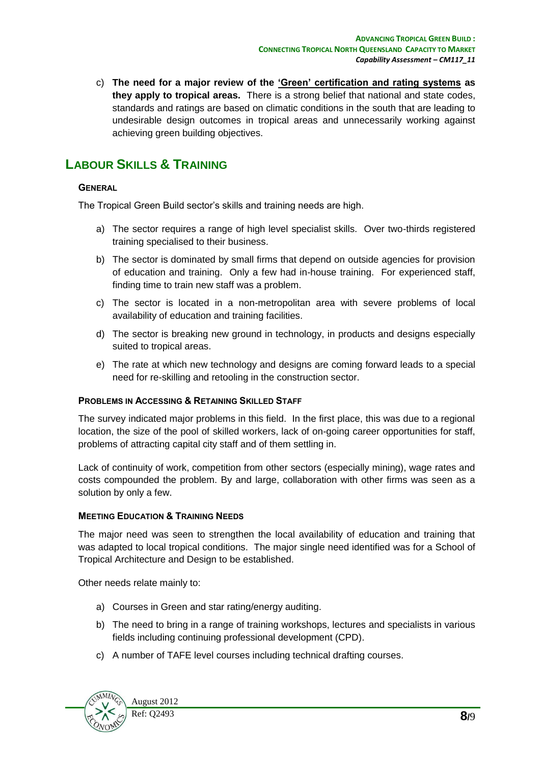c) **The need for a major review of the <u>'Green' certification and rating systems</u> as they apply to tropical areas.** There is a strong belief that national and state codes, standards and ratings are based on climatic conditions in the south that are leading to undesirable design outcomes in tropical areas and unnecessarily working against achieving green building objectives.

## LABOUR SKILLS & TRAINING

### GENERAL

The Tropical Green Build sector's skills and training needs are high.

a) The sector requires a range of high level specialist skills. Over two-thirds registered training specialised to their business.

b) The sector is dominated by small firms that depend on outside agencies for provision of education and training. Only a few had in-house training. For experienced staff, finding time to train new staff was a problem.

c) The sector is located in a non-metropolitan area with severe problems of local availability of education and training facilities.

d) The sector is breaking new ground in technology, in products and designs especially suited to tropical areas.

e) The rate at which new technology and designs are coming forward leads to a special need for re-skilling and retooling in the construction sector.

### PROBLEMS IN ACCESSING & RETAINING SKILLED STAFF

The survey indicated major problems in this field. In the first place, this was due to a regional location, the size of the pool of skilled workers, lack of on-going career opportunities for staff, problems of attracting capital city staff and of them settling in.

Lack of continuity of work, competition from other sectors (especially mining), wage rates and costs compounded the problem. By and large, collaboration with other firms was seen as a solution by only a few.

### MEETING EDUCATION & TRAINING NEEDS

The major need was seen to strengthen the local availability of education and training that was adapted to local tropical conditions. The major single need identified was for a School of Tropical Architecture and Design to be established.

Other needs relate mainly to:

a) Courses in Green and star rating/energy auditing.

b) The need to bring in a range of training workshops, lectures and specialists in various fields including continuing professional development (CPD).

c) A number of TAFE level courses including technical drafting courses.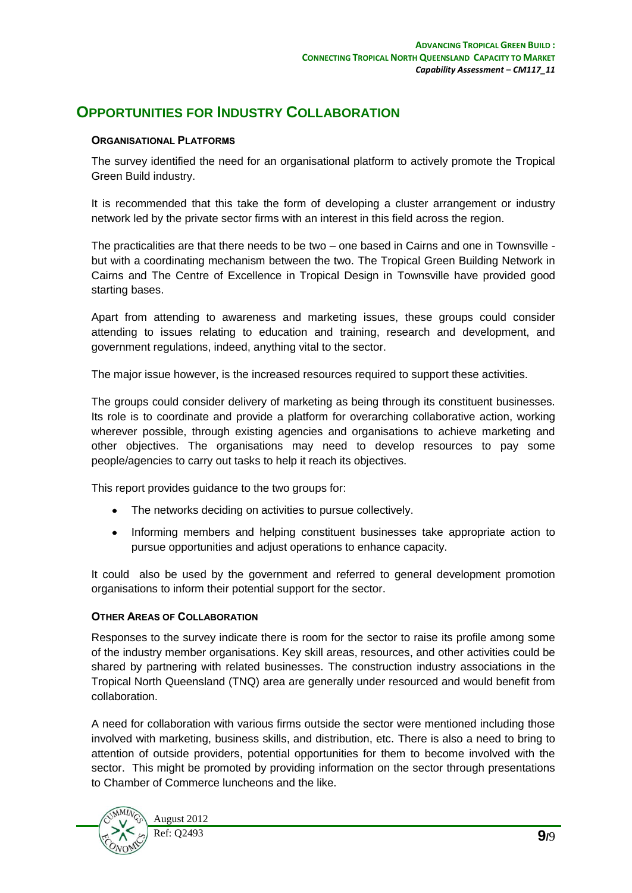## Opportunities for Industry Collaboration

### Organisational Platforms

The survey identified the need for an organisational platform to actively promote the Tropical Green Build industry.

It is recommended that this take the form of developing a cluster arrangement or industry network led by the private sector firms with an interest in this field across the region.

The practicalities are that there needs to be two – one based in Cairns and one in Townsville - but with a coordinating mechanism between the two. The Tropical Green Building Network in Cairns and The Centre of Excellence in Tropical Design in Townsville have provided good starting bases.

Apart from attending to awareness and marketing issues, these groups could consider attending to issues relating to education and training, research and development, and government regulations, indeed, anything vital to the sector.

The major issue however, is the increased resources required to support these activities.

The groups could consider delivery of marketing as being through its constituent businesses. Its role is to coordinate and provide a platform for overarching collaborative action, working wherever possible, through existing agencies and organisations to achieve marketing and other objectives. The organisations may need to develop resources to pay some people/agencies to carry out tasks to help it reach its objectives.

This report provides guidance to the two groups for:

- The networks deciding on activities to pursue collectively.
- Informing members and helping constituent businesses take appropriate action to pursue opportunities and adjust operations to enhance capacity.

It could also be used by the government and referred to general development promotion organisations to inform their potential support for the sector.

### Other Areas of Collaboration

Responses to the survey indicate there is room for the sector to raise its profile among some of the industry member organisations. Key skill areas, resources, and other activities could be shared by partnering with related businesses. The construction industry associations in the Tropical North Queensland (TNQ) area are generally under resourced and would benefit from collaboration.

A need for collaboration with various firms outside the sector were mentioned including those involved with marketing, business skills, and distribution, etc. There is also a need to bring to attention of outside providers, potential opportunities for them to become involved with the sector. This might be promoted by providing information on the sector through presentations to Chamber of Commerce luncheons and the like.